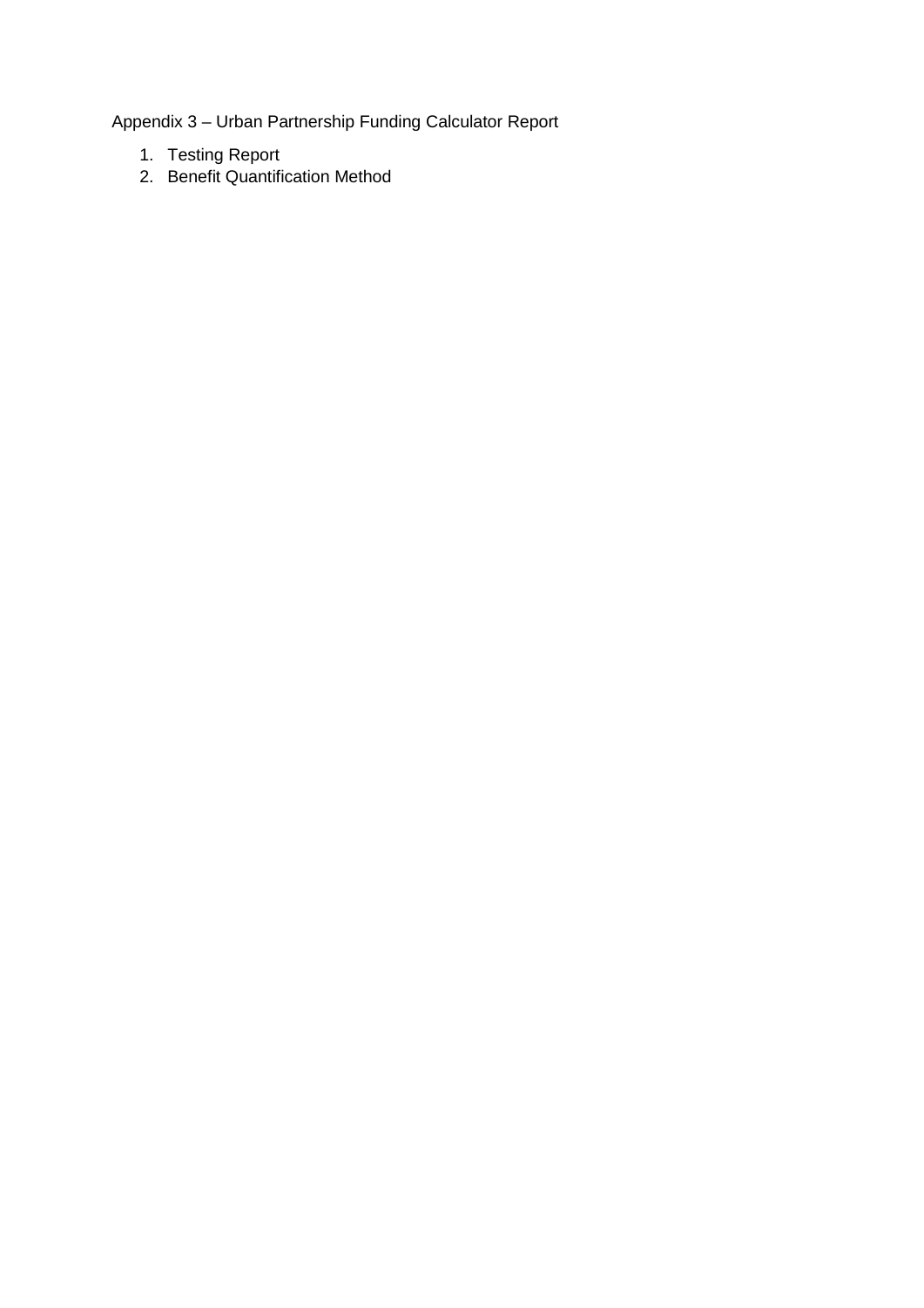Appendix 3 – Urban Partnership Funding Calculator Report

1. Testing Report
2. Benefit Quantification Method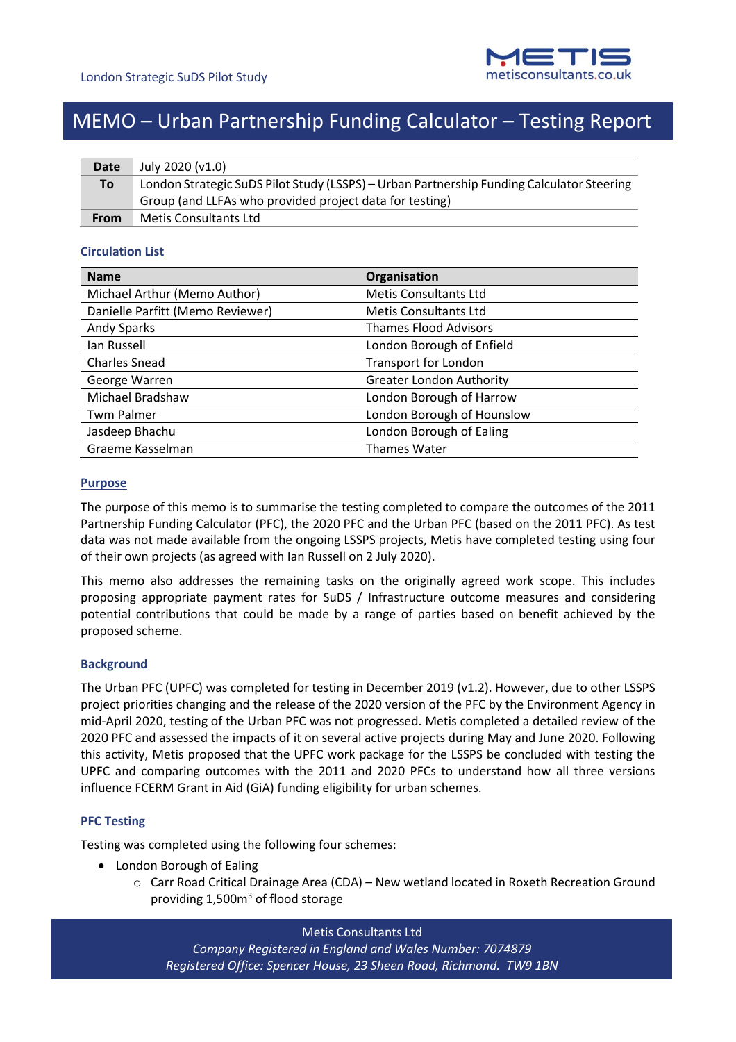London Strategic SuDS Pilot Study

# MEMO – Urban Partnership Funding Calculator – Testing Report

| | |
|---|---|
| **Date** | July 2020 (v1.0) |
| **To** | London Strategic SuDS Pilot Study (LSSPS) – Urban Partnership Funding Calculator Steering Group (and LLFAs who provided project data for testing) |
| **From** | Metis Consultants Ltd |

## Circulation List

| Name | Organisation |
|---|---|
| Michael Arthur (Memo Author) | Metis Consultants Ltd |
| Danielle Parfitt (Memo Reviewer) | Metis Consultants Ltd |
| Andy Sparks | Thames Flood Advisors |
| Ian Russell | London Borough of Enfield |
| Charles Snead | Transport for London |
| George Warren | Greater London Authority |
| Michael Bradshaw | London Borough of Harrow |
| Twm Palmer | London Borough of Hounslow |
| Jasdeep Bhachu | London Borough of Ealing |
| Graeme Kasselman | Thames Water |

## Purpose

The purpose of this memo is to summarise the testing completed to compare the outcomes of the 2011 Partnership Funding Calculator (PFC), the 2020 PFC and the Urban PFC (based on the 2011 PFC). As test data was not made available from the ongoing LSSPS projects, Metis have completed testing using four of their own projects (as agreed with Ian Russell on 2 July 2020).

This memo also addresses the remaining tasks on the originally agreed work scope. This includes proposing appropriate payment rates for SuDS / Infrastructure outcome measures and considering potential contributions that could be made by a range of parties based on benefit achieved by the proposed scheme.

## Background

The Urban PFC (UPFC) was completed for testing in December 2019 (v1.2). However, due to other LSSPS project priorities changing and the release of the 2020 version of the PFC by the Environment Agency in mid-April 2020, testing of the Urban PFC was not progressed. Metis completed a detailed review of the 2020 PFC and assessed the impacts of it on several active projects during May and June 2020. Following this activity, Metis proposed that the UPFC work package for the LSSPS be concluded with testing the UPFC and comparing outcomes with the 2011 and 2020 PFCs to understand how all three versions influence FCERM Grant in Aid (GiA) funding eligibility for urban schemes.

## PFC Testing

Testing was completed using the following four schemes:

- London Borough of Ealing
  - Carr Road Critical Drainage Area (CDA) – New wetland located in Roxeth Recreation Ground providing 1,500m$^3$ of flood storage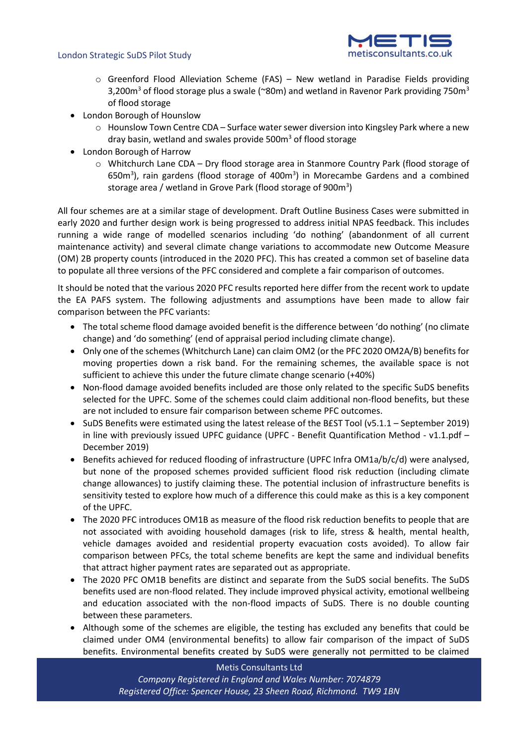- Greenford Flood Alleviation Scheme (FAS) – New wetland in Paradise Fields providing 3,200m$^3$ of flood storage plus a swale (~80m) and wetland in Ravenor Park providing 750m$^3$ of flood storage
- London Borough of Hounslow
    - Hounslow Town Centre CDA – Surface water sewer diversion into Kingsley Park where a new dray basin, wetland and swales provide 500m$^3$ of flood storage
- London Borough of Harrow
    - Whitchurch Lane CDA – Dry flood storage area in Stanmore Country Park (flood storage of 650m$^3$), rain gardens (flood storage of 400m$^3$) in Morecambe Gardens and a combined storage area / wetland in Grove Park (flood storage of 900m$^3$)

All four schemes are at a similar stage of development. Draft Outline Business Cases were submitted in early 2020 and further design work is being progressed to address initial NPAS feedback. This includes running a wide range of modelled scenarios including 'do nothing' (abandonment of all current maintenance activity) and several climate change variations to accommodate new Outcome Measure (OM) 2B property counts (introduced in the 2020 PFC). This has created a common set of baseline data to populate all three versions of the PFC considered and complete a fair comparison of outcomes.

It should be noted that the various 2020 PFC results reported here differ from the recent work to update the EA PAFS system. The following adjustments and assumptions have been made to allow fair comparison between the PFC variants:

- The total scheme flood damage avoided benefit is the difference between 'do nothing' (no climate change) and 'do something' (end of appraisal period including climate change).
- Only one of the schemes (Whitchurch Lane) can claim OM2 (or the PFC 2020 OM2A/B) benefits for moving properties down a risk band. For the remaining schemes, the available space is not sufficient to achieve this under the future climate change scenario (+40%)
- Non-flood damage avoided benefits included are those only related to the specific SuDS benefits selected for the UPFC. Some of the schemes could claim additional non-flood benefits, but these are not included to ensure fair comparison between scheme PFC outcomes.
- SuDS Benefits were estimated using the latest release of the B£ST Tool (v5.1.1 – September 2019) in line with previously issued UPFC guidance (UPFC - Benefit Quantification Method - v1.1.pdf – December 2019)
- Benefits achieved for reduced flooding of infrastructure (UPFC Infra OM1a/b/c/d) were analysed, but none of the proposed schemes provided sufficient flood risk reduction (including climate change allowances) to justify claiming these. The potential inclusion of infrastructure benefits is sensitivity tested to explore how much of a difference this could make as this is a key component of the UPFC.
- The 2020 PFC introduces OM1B as measure of the flood risk reduction benefits to people that are not associated with avoiding household damages (risk to life, stress & health, mental health, vehicle damages avoided and residential property evacuation costs avoided). To allow fair comparison between PFCs, the total scheme benefits are kept the same and individual benefits that attract higher payment rates are separated out as appropriate.
- The 2020 PFC OM1B benefits are distinct and separate from the SuDS social benefits. The SuDS benefits used are non-flood related. They include improved physical activity, emotional wellbeing and education associated with the non-flood impacts of SuDS. There is no double counting between these parameters.
- Although some of the schemes are eligible, the testing has excluded any benefits that could be claimed under OM4 (environmental benefits) to allow fair comparison of the impact of SuDS benefits. Environmental benefits created by SuDS were generally not permitted to be claimed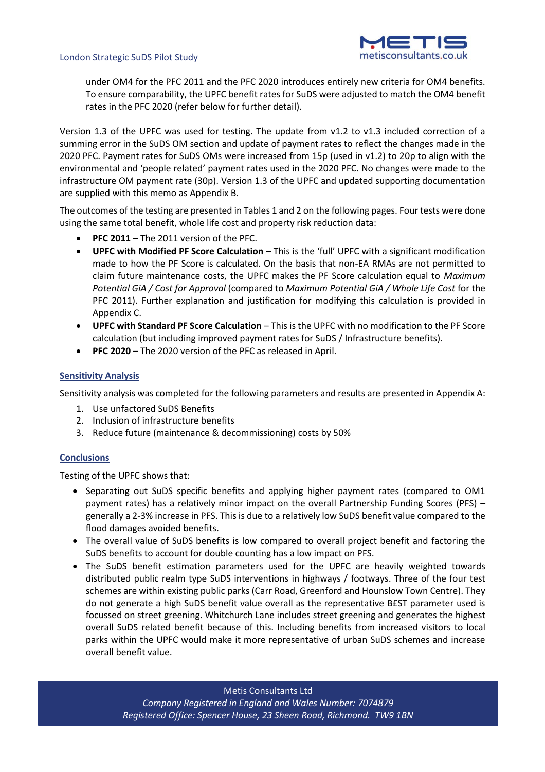under OM4 for the PFC 2011 and the PFC 2020 introduces entirely new criteria for OM4 benefits. To ensure comparability, the UPFC benefit rates for SuDS were adjusted to match the OM4 benefit rates in the PFC 2020 (refer below for further detail).

Version 1.3 of the UPFC was used for testing. The update from v1.2 to v1.3 included correction of a summing error in the SuDS OM section and update of payment rates to reflect the changes made in the 2020 PFC. Payment rates for SuDS OMs were increased from 15p (used in v1.2) to 20p to align with the environmental and 'people related' payment rates used in the 2020 PFC. No changes were made to the infrastructure OM payment rate (30p). Version 1.3 of the UPFC and updated supporting documentation are supplied with this memo as Appendix B.

The outcomes of the testing are presented in Tables 1 and 2 on the following pages. Four tests were done using the same total benefit, whole life cost and property risk reduction data:

- **PFC 2011** – The 2011 version of the PFC.
- **UPFC with Modified PF Score Calculation** – This is the 'full' UPFC with a significant modification made to how the PF Score is calculated. On the basis that non-EA RMAs are not permitted to claim future maintenance costs, the UPFC makes the PF Score calculation equal to *Maximum Potential GiA / Cost for Approval* (compared to *Maximum Potential GiA / Whole Life Cost* for the PFC 2011). Further explanation and justification for modifying this calculation is provided in Appendix C.
- **UPFC with Standard PF Score Calculation** – This is the UPFC with no modification to the PF Score calculation (but including improved payment rates for SuDS / Infrastructure benefits).
- **PFC 2020** – The 2020 version of the PFC as released in April.

## Sensitivity Analysis

Sensitivity analysis was completed for the following parameters and results are presented in Appendix A:

1. Use unfactored SuDS Benefits
2. Inclusion of infrastructure benefits
3. Reduce future (maintenance & decommissioning) costs by 50%

## Conclusions

Testing of the UPFC shows that:

- Separating out SuDS specific benefits and applying higher payment rates (compared to OM1 payment rates) has a relatively minor impact on the overall Partnership Funding Scores (PFS) – generally a 2-3% increase in PFS. This is due to a relatively low SuDS benefit value compared to the flood damages avoided benefits.
- The overall value of SuDS benefits is low compared to overall project benefit and factoring the SuDS benefits to account for double counting has a low impact on PFS.
- The SuDS benefit estimation parameters used for the UPFC are heavily weighted towards distributed public realm type SuDS interventions in highways / footways. Three of the four test schemes are within existing public parks (Carr Road, Greenford and Hounslow Town Centre). They do not generate a high SuDS benefit value overall as the representative B£ST parameter used is focussed on street greening. Whitchurch Lane includes street greening and generates the highest overall SuDS related benefit because of this. Including benefits from increased visitors to local parks within the UPFC would make it more representative of urban SuDS schemes and increase overall benefit value.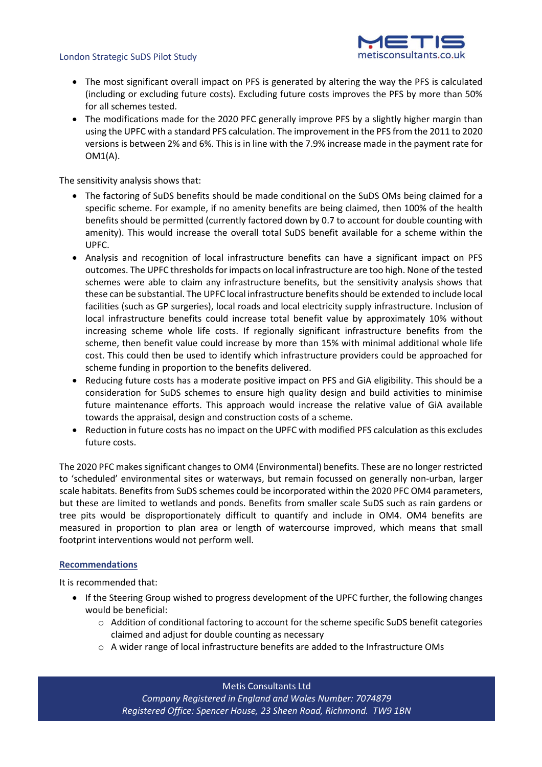- The most significant overall impact on PFS is generated by altering the way the PFS is calculated (including or excluding future costs). Excluding future costs improves the PFS by more than 50% for all schemes tested.
- The modifications made for the 2020 PFC generally improve PFS by a slightly higher margin than using the UPFC with a standard PFS calculation. The improvement in the PFS from the 2011 to 2020 versions is between 2% and 6%. This is in line with the 7.9% increase made in the payment rate for OM1(A).

The sensitivity analysis shows that:

- The factoring of SuDS benefits should be made conditional on the SuDS OMs being claimed for a specific scheme. For example, if no amenity benefits are being claimed, then 100% of the health benefits should be permitted (currently factored down by 0.7 to account for double counting with amenity). This would increase the overall total SuDS benefit available for a scheme within the UPFC.
- Analysis and recognition of local infrastructure benefits can have a significant impact on PFS outcomes. The UPFC thresholds for impacts on local infrastructure are too high. None of the tested schemes were able to claim any infrastructure benefits, but the sensitivity analysis shows that these can be substantial. The UPFC local infrastructure benefits should be extended to include local facilities (such as GP surgeries), local roads and local electricity supply infrastructure. Inclusion of local infrastructure benefits could increase total benefit value by approximately 10% without increasing scheme whole life costs. If regionally significant infrastructure benefits from the scheme, then benefit value could increase by more than 15% with minimal additional whole life cost. This could then be used to identify which infrastructure providers could be approached for scheme funding in proportion to the benefits delivered.
- Reducing future costs has a moderate positive impact on PFS and GiA eligibility. This should be a consideration for SuDS schemes to ensure high quality design and build activities to minimise future maintenance efforts. This approach would increase the relative value of GiA available towards the appraisal, design and construction costs of a scheme.
- Reduction in future costs has no impact on the UPFC with modified PFS calculation as this excludes future costs.

The 2020 PFC makes significant changes to OM4 (Environmental) benefits. These are no longer restricted to 'scheduled' environmental sites or waterways, but remain focussed on generally non-urban, larger scale habitats. Benefits from SuDS schemes could be incorporated within the 2020 PFC OM4 parameters, but these are limited to wetlands and ponds. Benefits from smaller scale SuDS such as rain gardens or tree pits would be disproportionately difficult to quantify and include in OM4. OM4 benefits are measured in proportion to plan area or length of watercourse improved, which means that small footprint interventions would not perform well.

**Recommendations**

It is recommended that:

- If the Steering Group wished to progress development of the UPFC further, the following changes would be beneficial:
    - Addition of conditional factoring to account for the scheme specific SuDS benefit categories claimed and adjust for double counting as necessary
    - A wider range of local infrastructure benefits are added to the Infrastructure OMs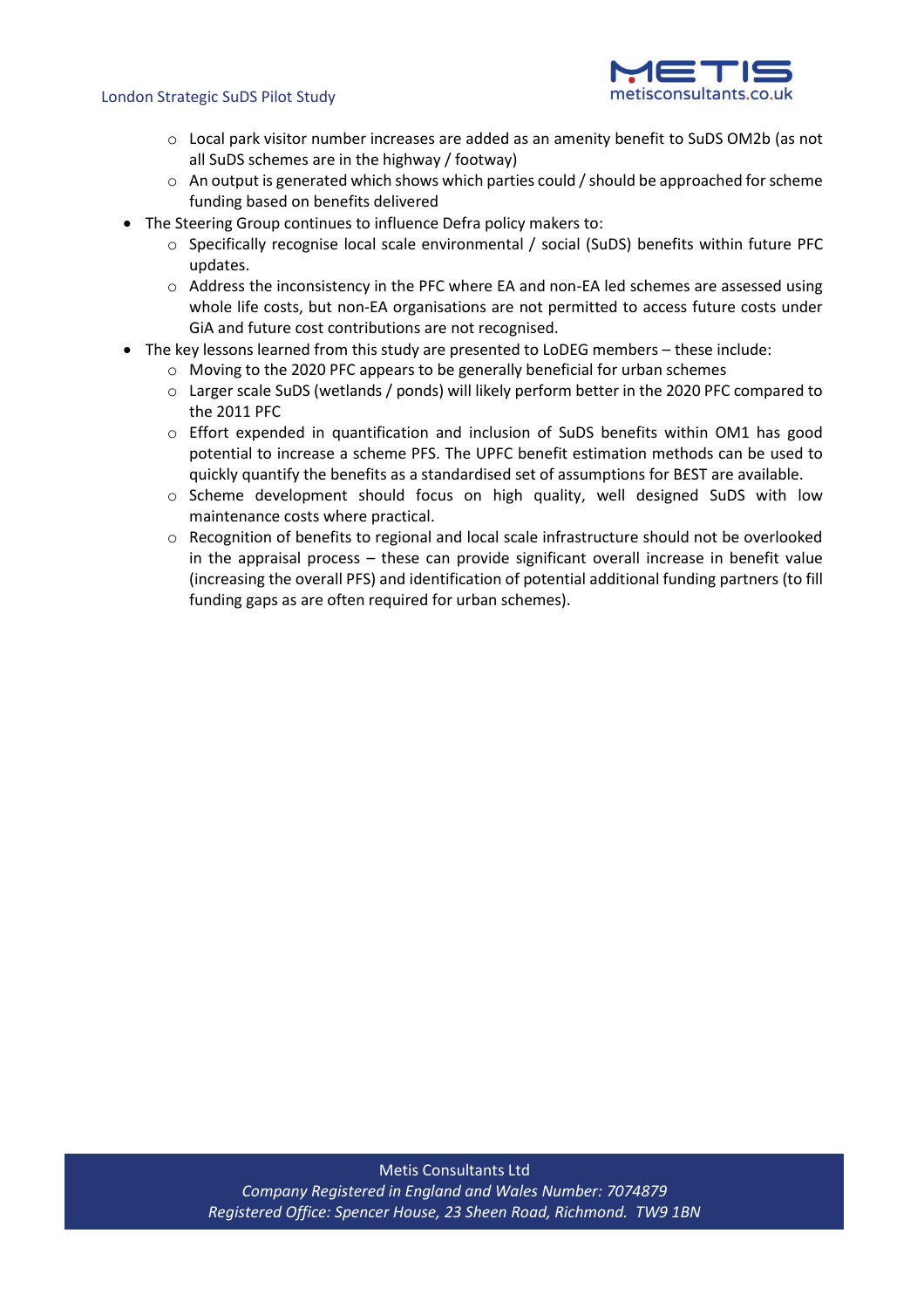- Local park visitor number increases are added as an amenity benefit to SuDS OM2b (as not all SuDS schemes are in the highway / footway)
    - An output is generated which shows which parties could / should be approached for scheme funding based on benefits delivered
- The Steering Group continues to influence Defra policy makers to:
    - Specifically recognise local scale environmental / social (SuDS) benefits within future PFC updates.
    - Address the inconsistency in the PFC where EA and non-EA led schemes are assessed using whole life costs, but non-EA organisations are not permitted to access future costs under GiA and future cost contributions are not recognised.
- The key lessons learned from this study are presented to LoDEG members – these include:
    - Moving to the 2020 PFC appears to be generally beneficial for urban schemes
    - Larger scale SuDS (wetlands / ponds) will likely perform better in the 2020 PFC compared to the 2011 PFC
    - Effort expended in quantification and inclusion of SuDS benefits within OM1 has good potential to increase a scheme PFS. The UPFC benefit estimation methods can be used to quickly quantify the benefits as a standardised set of assumptions for B£ST are available.
    - Scheme development should focus on high quality, well designed SuDS with low maintenance costs where practical.
    - Recognition of benefits to regional and local scale infrastructure should not be overlooked in the appraisal process – these can provide significant overall increase in benefit value (increasing the overall PFS) and identification of potential additional funding partners (to fill funding gaps as are often required for urban schemes).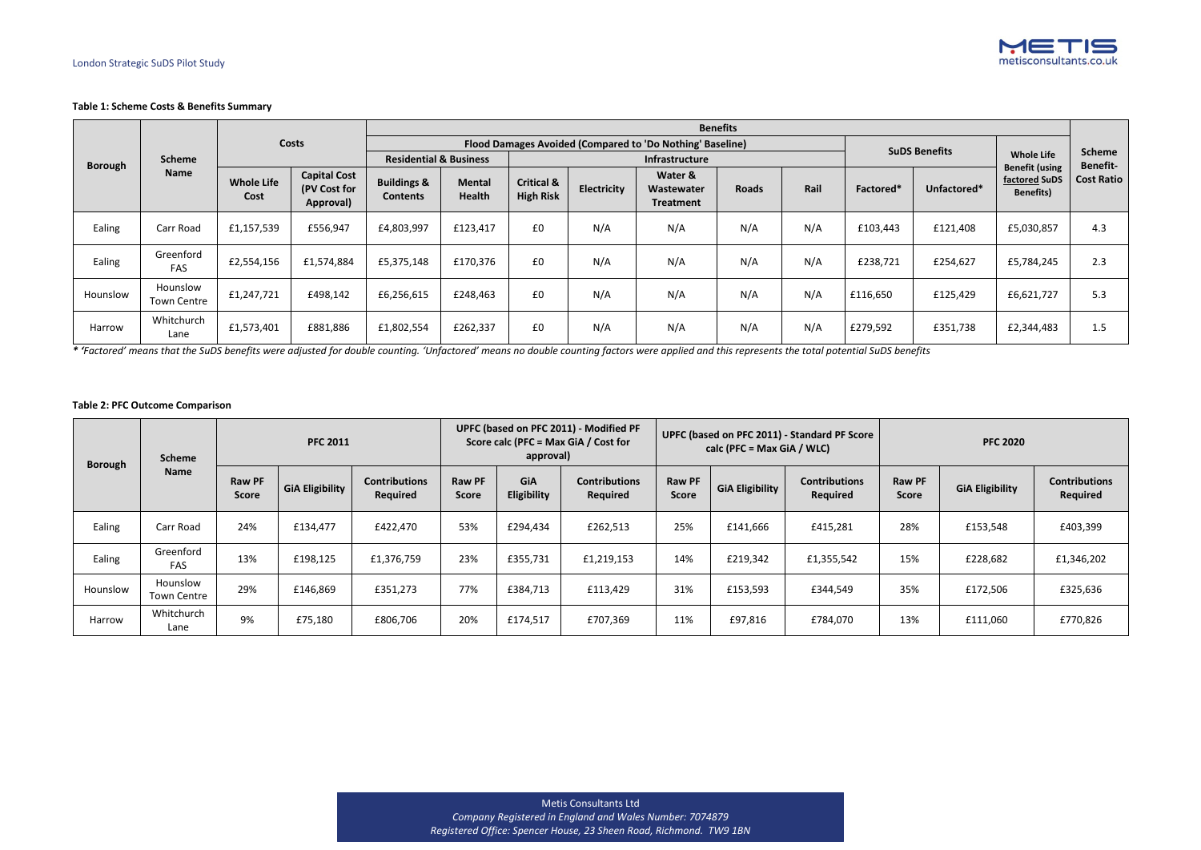**Table 1: Scheme Costs & Benefits Summary**

| Borough | Scheme Name | Costs | | Benefits | | | | | | | | | | | |
|---|---|---|---|---|---|---|---|---|---|---|---|---|---|---|---|
| | | | | Flood Damages Avoided (Compared to 'Do Nothing' Baseline) | | | | | | | SuDS Benefits | | Whole Life Benefit (using factored SuDS Benefits) | Scheme Benefit-Cost Ratio |
| | | | | Residential & Business | | Infrastructure | | | | | | | | |
| | | Whole Life Cost | Capital Cost (PV Cost for Approval) | Buildings & Contents | Mental Health | Critical & High Risk | Electricity | Water & Wastewater Treatment | Roads | Rail | Factored* | Unfactored* | | |
| Ealing | Carr Road | £1,157,539 | £556,947 | £4,803,997 | £123,417 | £0 | N/A | N/A | N/A | N/A | £103,443 | £121,408 | £5,030,857 | 4.3 |
| Ealing | Greenford FAS | £2,554,156 | £1,574,884 | £5,375,148 | £170,376 | £0 | N/A | N/A | N/A | N/A | £238,721 | £254,627 | £5,784,245 | 2.3 |
| Hounslow | Hounslow Town Centre | £1,247,721 | £498,142 | £6,256,615 | £248,463 | £0 | N/A | N/A | N/A | N/A | £116,650 | £125,429 | £6,621,727 | 5.3 |
| Harrow | Whitchurch Lane | £1,573,401 | £881,886 | £1,802,554 | £262,337 | £0 | N/A | N/A | N/A | N/A | £279,592 | £351,738 | £2,344,483 | 1.5 |

*\* 'Factored' means that the SuDS benefits were adjusted for double counting. 'Unfactored' means no double counting factors were applied and this represents the total potential SuDS benefits*

**Table 2: PFC Outcome Comparison**

| Borough | Scheme Name | PFC 2011 | | | UPFC (based on PFC 2011) - Modified PF Score calc (PFC = Max GiA / Cost for approval) | | | UPFC (based on PFC 2011) - Standard PF Score calc (PFC = Max GiA / WLC) | | | PFC 2020 | | |
|---|---|---|---|---|---|---|---|---|---|---|---|---|---|
| | | Raw PF Score | GiA Eligibility | Contributions Required | Raw PF Score | GiA Eligibility | Contributions Required | Raw PF Score | GiA Eligibility | Contributions Required | Raw PF Score | GiA Eligibility | Contributions Required |
| Ealing | Carr Road | 24% | £134,477 | £422,470 | 53% | £294,434 | £262,513 | 25% | £141,666 | £415,281 | 28% | £153,548 | £403,399 |
| Ealing | Greenford FAS | 13% | £198,125 | £1,376,759 | 23% | £355,731 | £1,219,153 | 14% | £219,342 | £1,355,542 | 15% | £228,682 | £1,346,202 |
| Hounslow | Hounslow Town Centre | 29% | £146,869 | £351,273 | 77% | £384,713 | £113,429 | 31% | £153,593 | £344,549 | 35% | £172,506 | £325,636 |
| Harrow | Whitchurch Lane | 9% | £75,180 | £806,706 | 20% | £174,517 | £707,369 | 11% | £97,816 | £784,070 | 13% | £111,060 | £770,826 |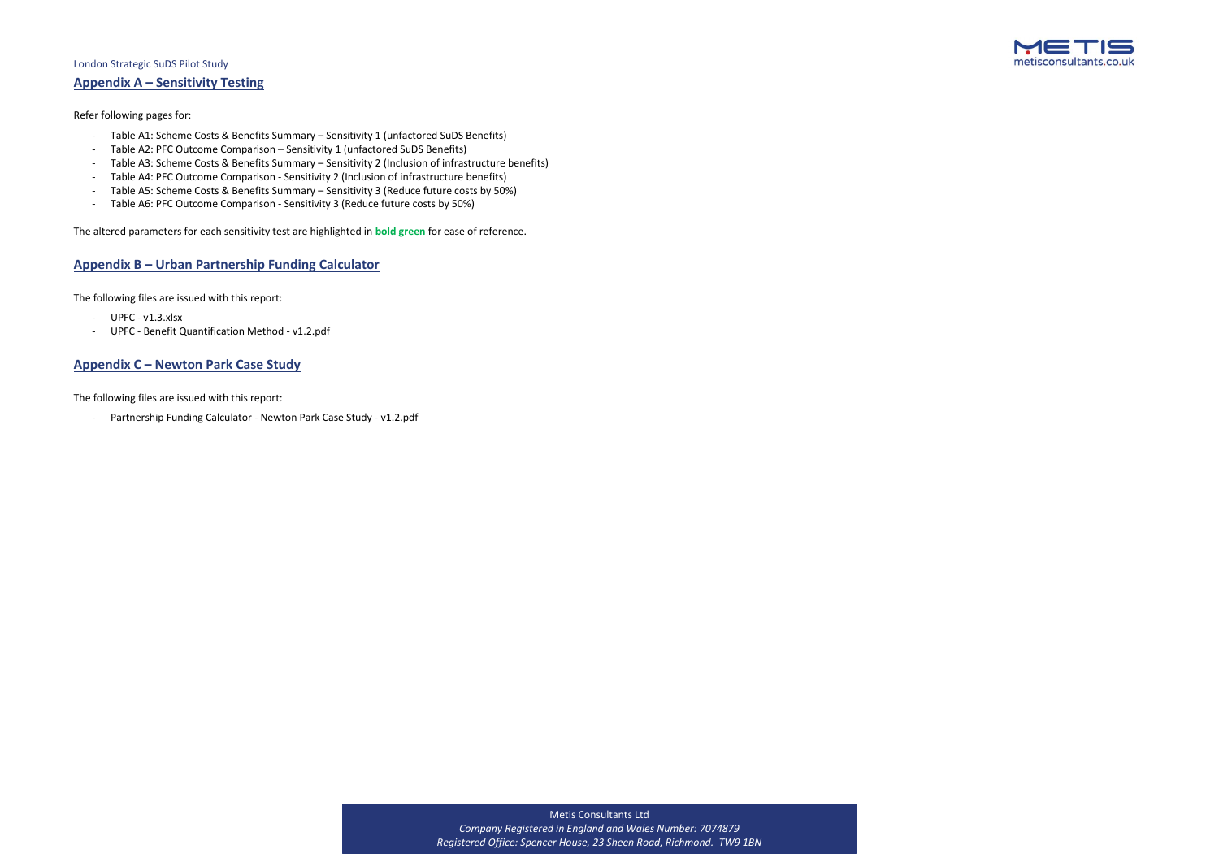## Appendix A – Sensitivity Testing

Refer following pages for:

- Table A1: Scheme Costs & Benefits Summary – Sensitivity 1 (unfactored SuDS Benefits)
- Table A2: PFC Outcome Comparison – Sensitivity 1 (unfactored SuDS Benefits)
- Table A3: Scheme Costs & Benefits Summary – Sensitivity 2 (Inclusion of infrastructure benefits)
- Table A4: PFC Outcome Comparison - Sensitivity 2 (Inclusion of infrastructure benefits)
- Table A5: Scheme Costs & Benefits Summary – Sensitivity 3 (Reduce future costs by 50%)
- Table A6: PFC Outcome Comparison - Sensitivity 3 (Reduce future costs by 50%)

The altered parameters for each sensitivity test are highlighted in **bold green** for ease of reference.

## Appendix B – Urban Partnership Funding Calculator

The following files are issued with this report:

- UPFC - v1.3.xlsx
- UPFC - Benefit Quantification Method - v1.2.pdf

## Appendix C – Newton Park Case Study

The following files are issued with this report:

- Partnership Funding Calculator - Newton Park Case Study - v1.2.pdf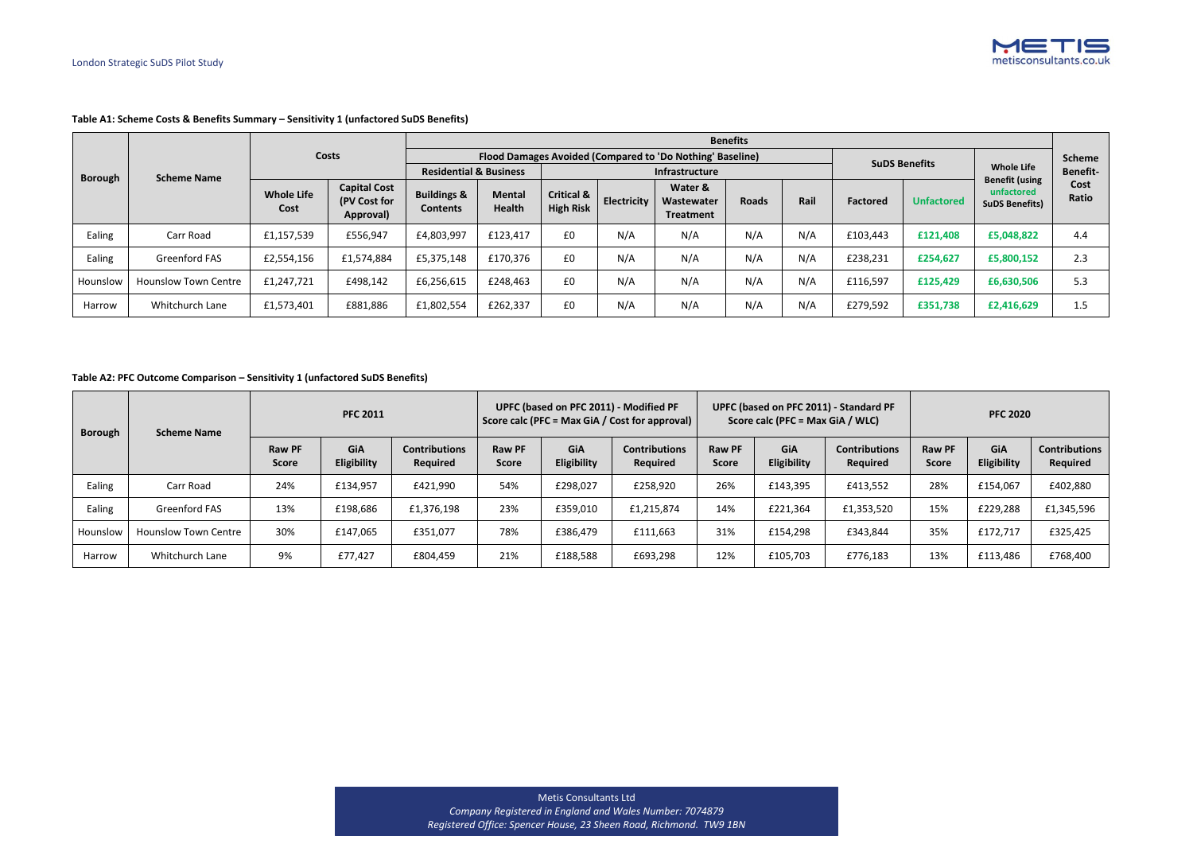**Table A1: Scheme Costs & Benefits Summary – Sensitivity 1 (unfactored SuDS Benefits)**

| Borough | Scheme Name | Costs | | Benefits | | | | | | | | | | Scheme Benefit-Cost Ratio |
|---|---|---|---|---|---|---|---|---|---|---|---|---|---|---|
| | | | | Flood Damages Avoided (Compared to 'Do Nothing' Baseline) | | | | | | | SuDS Benefits | | Whole Life Benefit (using unfactored SuDS Benefits) | |
| | | | | Residential & Business | | Infrastructure | | | | | | | | |
| | | Whole Life Cost | Capital Cost (PV Cost for Approval) | Buildings & Contents | Mental Health | Critical & High Risk | Electricity | Water & Wastewater Treatment | Roads | Rail | Factored | Unfactored | | |
| Ealing | Carr Road | £1,157,539 | £556,947 | £4,803,997 | £123,417 | £0 | N/A | N/A | N/A | N/A | £103,443 | £121,408 | £5,048,822 | 4.4 |
| Ealing | Greenford FAS | £2,554,156 | £1,574,884 | £5,375,148 | £170,376 | £0 | N/A | N/A | N/A | N/A | £238,231 | £254,627 | £5,800,152 | 2.3 |
| Hounslow | Hounslow Town Centre | £1,247,721 | £498,142 | £6,256,615 | £248,463 | £0 | N/A | N/A | N/A | N/A | £116,597 | £125,429 | £6,630,506 | 5.3 |
| Harrow | Whitchurch Lane | £1,573,401 | £881,886 | £1,802,554 | £262,337 | £0 | N/A | N/A | N/A | N/A | £279,592 | £351,738 | £2,416,629 | 1.5 |

**Table A2: PFC Outcome Comparison – Sensitivity 1 (unfactored SuDS Benefits)**

| Borough | Scheme Name | PFC 2011 | | | UPFC (based on PFC 2011) - Modified PF Score calc (PFC = Max GiA / Cost for approval) | | | UPFC (based on PFC 2011) - Standard PF Score calc (PFC = Max GiA / WLC) | | | PFC 2020 | | |
|---|---|---|---|---|---|---|---|---|---|---|---|---|---|
| | | Raw PF Score | GiA Eligibility | Contributions Required | Raw PF Score | GiA Eligibility | Contributions Required | Raw PF Score | GiA Eligibility | Contributions Required | Raw PF Score | GiA Eligibility | Contributions Required |
| Ealing | Carr Road | 24% | £134,957 | £421,990 | 54% | £298,027 | £258,920 | 26% | £143,395 | £413,552 | 28% | £154,067 | £402,880 |
| Ealing | Greenford FAS | 13% | £198,686 | £1,376,198 | 23% | £359,010 | £1,215,874 | 14% | £221,364 | £1,353,520 | 15% | £229,288 | £1,345,596 |
| Hounslow | Hounslow Town Centre | 30% | £147,065 | £351,077 | 78% | £386,479 | £111,663 | 31% | £154,298 | £343,844 | 35% | £172,717 | £325,425 |
| Harrow | Whitchurch Lane | 9% | £77,427 | £804,459 | 21% | £188,588 | £693,298 | 12% | £105,703 | £776,183 | 13% | £113,486 | £768,400 |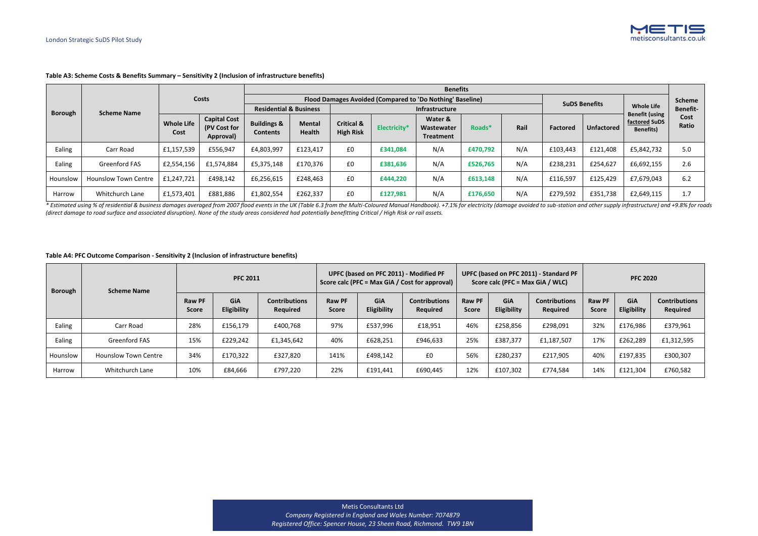**Table A3: Scheme Costs & Benefits Summary – Sensitivity 2 (Inclusion of infrastructure benefits)**

| Borough | Scheme Name | Costs | | Benefits | | | | | | | | | | Scheme Benefit-Cost Ratio |
|---|---|---|---|---|---|---|---|---|---|---|---|---|---|---|
| | | | | Flood Damages Avoided (Compared to 'Do Nothing' Baseline) | | | | | | | SuDS Benefits | | Whole Life Benefit (using factored SuDS Benefits) | |
| | | | | Residential & Business | | Infrastructure | | | | | | | | |
| | | Whole Life Cost | Capital Cost (PV Cost for Approval) | Buildings & Contents | Mental Health | Critical & High Risk | Electricity* | Water & Wastewater Treatment | Roads* | Rail | Factored | Unfactored | | |
| Ealing | Carr Road | £1,157,539 | £556,947 | £4,803,997 | £123,417 | £0 | **£341,084** | N/A | **£470,792** | N/A | £103,443 | £121,408 | £5,842,732 | 5.0 |
| Ealing | Greenford FAS | £2,554,156 | £1,574,884 | £5,375,148 | £170,376 | £0 | **£381,636** | N/A | **£526,765** | N/A | £238,231 | £254,627 | £6,692,155 | 2.6 |
| Hounslow | Hounslow Town Centre | £1,247,721 | £498,142 | £6,256,615 | £248,463 | £0 | **£444,220** | N/A | **£613,148** | N/A | £116,597 | £125,429 | £7,679,043 | 6.2 |
| Harrow | Whitchurch Lane | £1,573,401 | £881,886 | £1,802,554 | £262,337 | £0 | **£127,981** | N/A | **£176,650** | N/A | £279,592 | £351,738 | £2,649,115 | 1.7 |

*\* Estimated using % of residential & business damages averaged from 2007 flood events in the UK (Table 6.3 from the Multi-Coloured Manual Handbook). +7.1% for electricity (damage avoided to sub-station and other supply infrastructure) and +9.8% for roads (direct damage to road surface and associated disruption). None of the study areas considered had potentially benefitting Critical / High Risk or rail assets.*

**Table A4: PFC Outcome Comparison - Sensitivity 2 (Inclusion of infrastructure benefits)**

| Borough | Scheme Name | PFC 2011 | | | UPFC (based on PFC 2011) - Modified PF Score calc (PFC = Max GiA / Cost for approval) | | | UPFC (based on PFC 2011) - Standard PF Score calc (PFC = Max GiA / WLC) | | | PFC 2020 | | |
|---|---|---|---|---|---|---|---|---|---|---|---|---|---|
| | | Raw PF Score | GiA Eligibility | Contributions Required | Raw PF Score | GiA Eligibility | Contributions Required | Raw PF Score | GiA Eligibility | Contributions Required | Raw PF Score | GiA Eligibility | Contributions Required |
| Ealing | Carr Road | 28% | £156,179 | £400,768 | 97% | £537,996 | £18,951 | 46% | £258,856 | £298,091 | 32% | £176,986 | £379,961 |
| Ealing | Greenford FAS | 15% | £229,242 | £1,345,642 | 40% | £628,251 | £946,633 | 25% | £387,377 | £1,187,507 | 17% | £262,289 | £1,312,595 |
| Hounslow | Hounslow Town Centre | 34% | £170,322 | £327,820 | 141% | £498,142 | £0 | 56% | £280,237 | £217,905 | 40% | £197,835 | £300,307 |
| Harrow | Whitchurch Lane | 10% | £84,666 | £797,220 | 22% | £191,441 | £690,445 | 12% | £107,302 | £774,584 | 14% | £121,304 | £760,582 |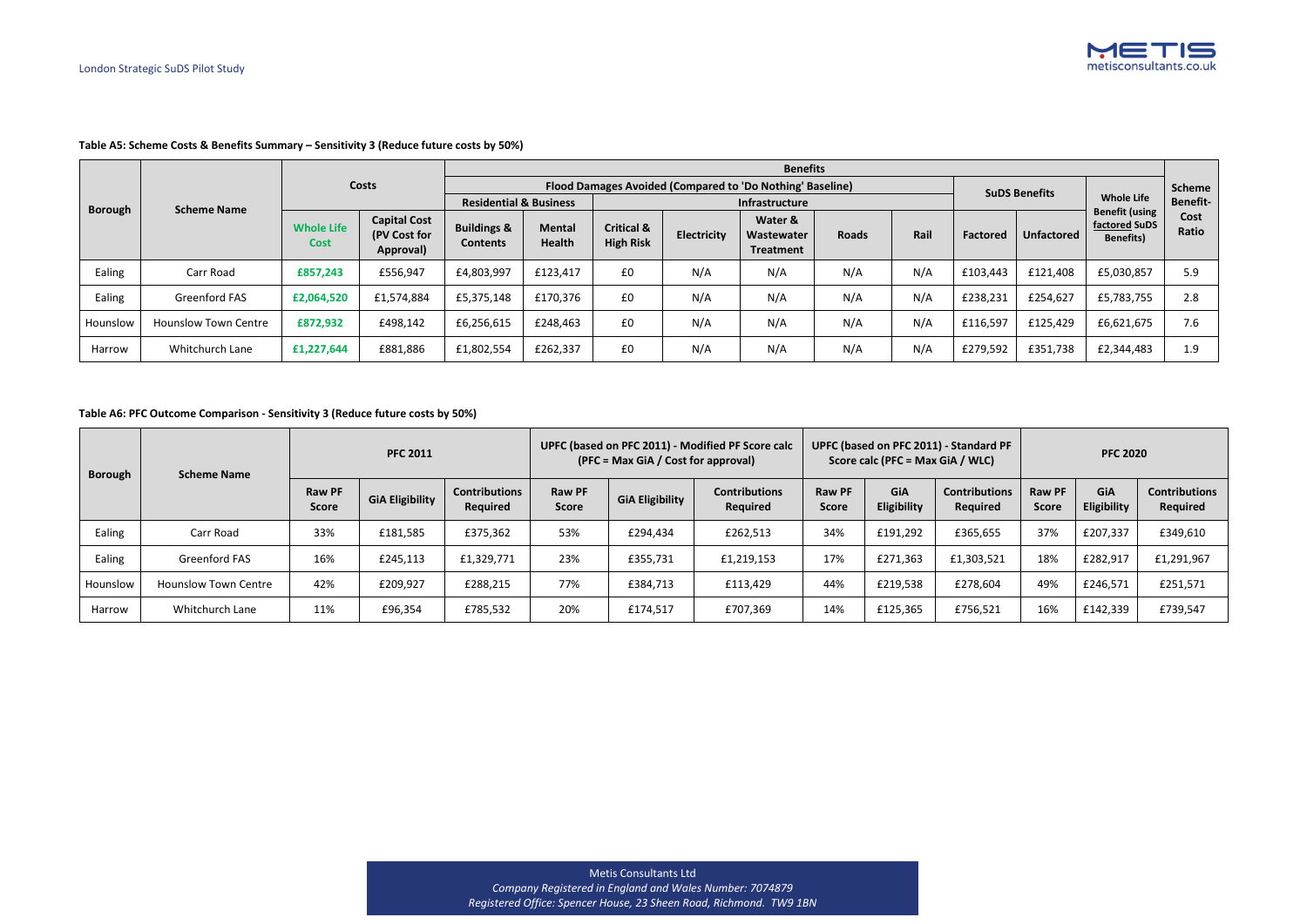**Table A5: Scheme Costs & Benefits Summary – Sensitivity 3 (Reduce future costs by 50%)**

| Borough | Scheme Name | Costs | | Benefits | | | | | | | | | | | Scheme Benefit-Cost Ratio |
|---|---|---|---|---|---|---|---|---|---|---|---|---|---|---|---|
| | | | | Flood Damages Avoided (Compared to 'Do Nothing' Baseline) | | | | | | | | SuDS Benefits | | Whole Life Benefit (using factored SuDS Benefits) | |
| | | | | Residential & Business | | Infrastructure | | | | | | | | | |
| | | Whole Life Cost | Capital Cost (PV Cost for Approval) | Buildings & Contents | Mental Health | Critical & High Risk | Electricity | Water & Wastewater Treatment | Roads | Rail | | Factored | Unfactored | | |
| Ealing | Carr Road | £857,243 | £556,947 | £4,803,997 | £123,417 | £0 | N/A | N/A | N/A | N/A | | £103,443 | £121,408 | £5,030,857 | 5.9 |
| Ealing | Greenford FAS | £2,064,520 | £1,574,884 | £5,375,148 | £170,376 | £0 | N/A | N/A | N/A | N/A | | £238,231 | £254,627 | £5,783,755 | 2.8 |
| Hounslow | Hounslow Town Centre | £872,932 | £498,142 | £6,256,615 | £248,463 | £0 | N/A | N/A | N/A | N/A | | £116,597 | £125,429 | £6,621,675 | 7.6 |
| Harrow | Whitchurch Lane | £1,227,644 | £881,886 | £1,802,554 | £262,337 | £0 | N/A | N/A | N/A | N/A | | £279,592 | £351,738 | £2,344,483 | 1.9 |

**Table A6: PFC Outcome Comparison - Sensitivity 3 (Reduce future costs by 50%)**

| Borough | Scheme Name | PFC 2011 | | | UPFC (based on PFC 2011) - Modified PF Score calc (PFC = Max GiA / Cost for approval) | | | UPFC (based on PFC 2011) - Standard PF Score calc (PFC = Max GiA / WLC) | | | PFC 2020 | | |
|---|---|---|---|---|---|---|---|---|---|---|---|---|---|
| | | Raw PF Score | GiA Eligibility | Contributions Required | Raw PF Score | GiA Eligibility | Contributions Required | Raw PF Score | GiA Eligibility | Contributions Required | Raw PF Score | GiA Eligibility | Contributions Required |
| Ealing | Carr Road | 33% | £181,585 | £375,362 | 53% | £294,434 | £262,513 | 34% | £191,292 | £365,655 | 37% | £207,337 | £349,610 |
| Ealing | Greenford FAS | 16% | £245,113 | £1,329,771 | 23% | £355,731 | £1,219,153 | 17% | £271,363 | £1,303,521 | 18% | £282,917 | £1,291,967 |
| Hounslow | Hounslow Town Centre | 42% | £209,927 | £288,215 | 77% | £384,713 | £113,429 | 44% | £219,538 | £278,604 | 49% | £246,571 | £251,571 |
| Harrow | Whitchurch Lane | 11% | £96,354 | £785,532 | 20% | £174,517 | £707,369 | 14% | £125,365 | £756,521 | 16% | £142,339 | £739,547 |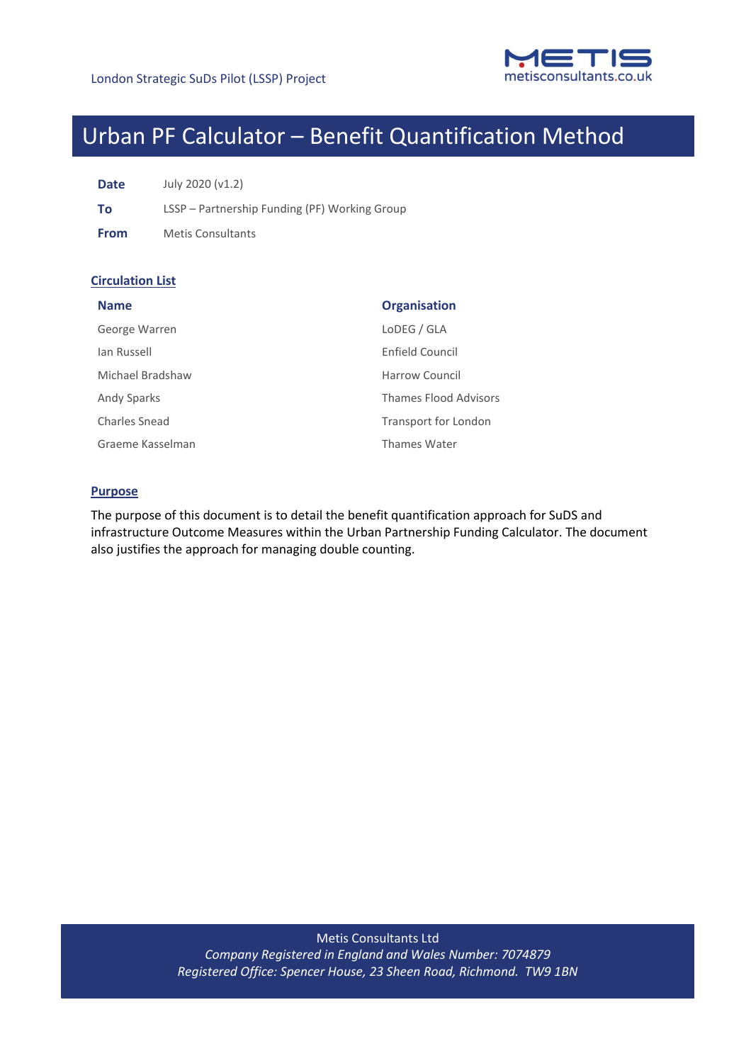London Strategic SuDs Pilot (LSSP) Project

# Urban PF Calculator – Benefit Quantification Method

| | |
|---|---|
| **Date** | July 2020 (v1.2) |
| **To** | LSSP – Partnership Funding (PF) Working Group |
| **From** | Metis Consultants |

## Circulation List

| Name | Organisation |
|---|---|
| George Warren | LoDEG / GLA |
| Ian Russell | Enfield Council |
| Michael Bradshaw | Harrow Council |
| Andy Sparks | Thames Flood Advisors |
| Charles Snead | Transport for London |
| Graeme Kasselman | Thames Water |

## Purpose

The purpose of this document is to detail the benefit quantification approach for SuDS and infrastructure Outcome Measures within the Urban Partnership Funding Calculator. The document also justifies the approach for managing double counting.

Metis Consultants Ltd
*Company Registered in England and Wales Number: 7074879*
*Registered Office: Spencer House, 23 Sheen Road, Richmond. TW9 1BN*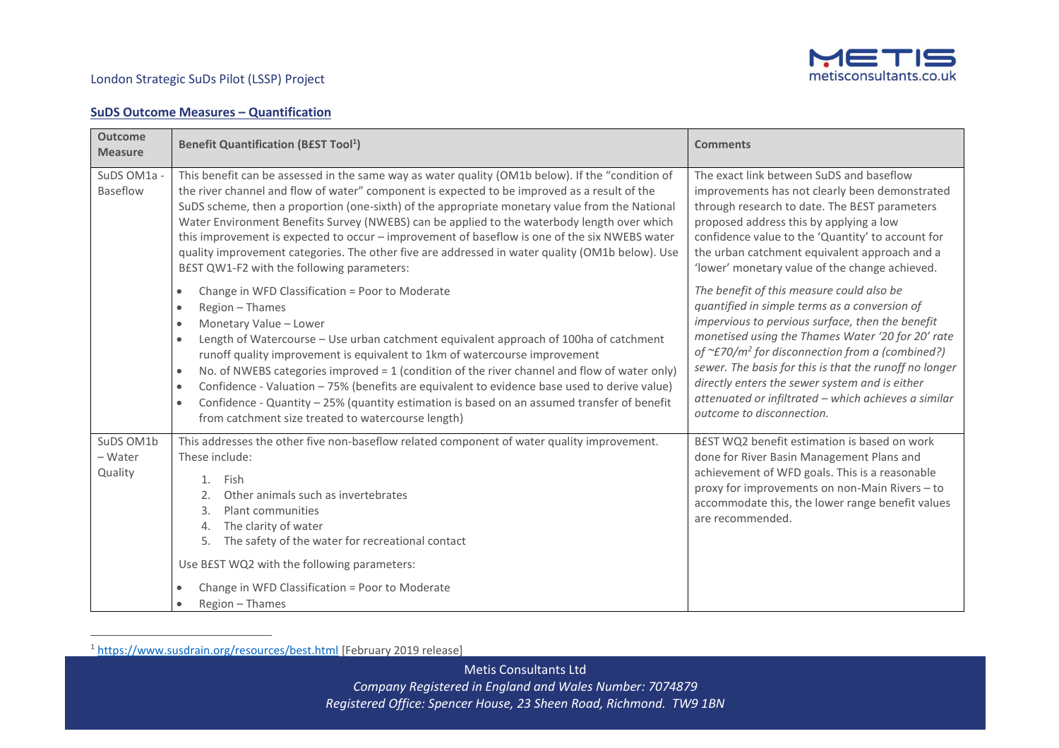## SuDS Outcome Measures – Quantification

| Outcome Measure | Benefit Quantification (B£ST Tool[1]) | Comments |
|---|---|---|
| SuDS OM1a - Baseflow | This benefit can be assessed in the same way as water quality (OM1b below). If the "condition of the river channel and flow of water" component is expected to be improved as a result of the SuDS scheme, then a proportion (one-sixth) of the appropriate monetary value from the National Water Environment Benefits Survey (NWEBS) can be applied to the waterbody length over which this improvement is expected to occur – improvement of baseflow is one of the six NWEBS water quality improvement categories. The other five are addressed in water quality (OM1b below). Use B£ST QW1-F2 with the following parameters:<br>• Change in WFD Classification = Poor to Moderate<br>• Region – Thames<br>• Monetary Value – Lower<br>• Length of Watercourse – Use urban catchment equivalent approach of 100ha of catchment runoff quality improvement is equivalent to 1km of watercourse improvement<br>• No. of NWEBS categories improved = 1 (condition of the river channel and flow of water only)<br>• Confidence - Valuation – 75% (benefits are equivalent to evidence base used to derive value)<br>• Confidence - Quantity – 25% (quantity estimation is based on an assumed transfer of benefit from catchment size treated to watercourse length) | The exact link between SuDS and baseflow improvements has not clearly been demonstrated through research to date. The B£ST parameters proposed address this by applying a low confidence value to the 'Quantity' to account for the urban catchment equivalent approach and a 'lower' monetary value of the change achieved.<br>*The benefit of this measure could also be quantified in simple terms as a conversion of impervious to pervious surface, then the benefit monetised using the Thames Water '20 for 20' rate of ~£70/m² for disconnection from a (combined?) sewer. The basis for this is that the runoff no longer directly enters the sewer system and is either attenuated or infiltrated – which achieves a similar outcome to disconnection.* |
| SuDS OM1b – Water Quality | This addresses the other five non-baseflow related component of water quality improvement. These include:<br>1. Fish<br>2. Other animals such as invertebrates<br>3. Plant communities<br>4. The clarity of water<br>5. The safety of the water for recreational contact<br>Use B£ST WQ2 with the following parameters:<br>• Change in WFD Classification = Poor to Moderate<br>• Region – Thames | B£ST WQ2 benefit estimation is based on work done for River Basin Management Plans and achievement of WFD goals. This is a reasonable proxy for improvements on non-Main Rivers – to accommodate this, the lower range benefit values are recommended. |

[1] https://www.susdrain.org/resources/best.html [February 2019 release]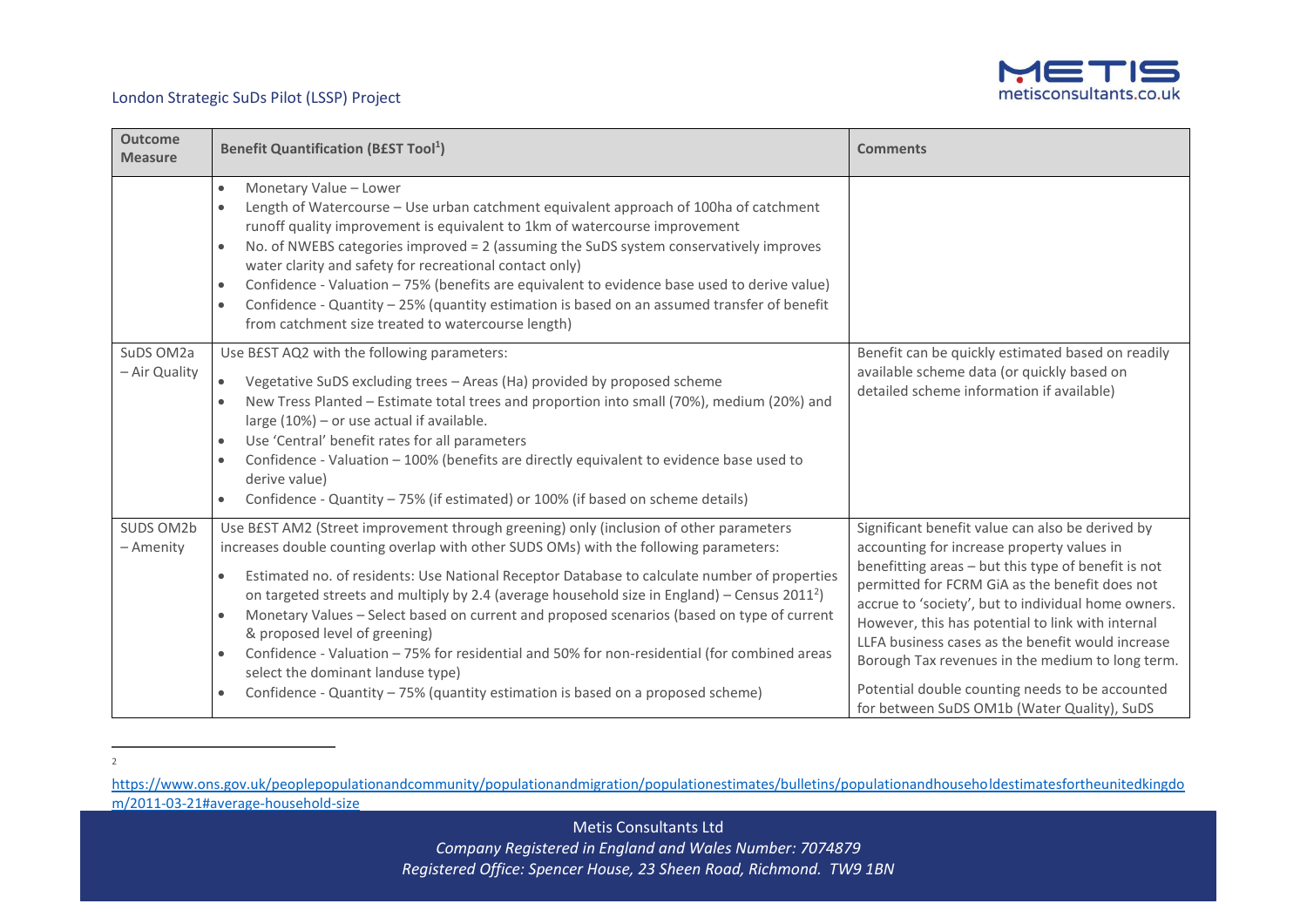| Outcome Measure | Benefit Quantification (B£ST Tool[1]) | Comments |
|---|---|---|
| | • Monetary Value – Lower<br>• Length of Watercourse – Use urban catchment equivalent approach of 100ha of catchment runoff quality improvement is equivalent to 1km of watercourse improvement<br>• No. of NWEBS categories improved = 2 (assuming the SuDS system conservatively improves water clarity and safety for recreational contact only)<br>• Confidence - Valuation – 75% (benefits are equivalent to evidence base used to derive value)<br>• Confidence - Quantity – 25% (quantity estimation is based on an assumed transfer of benefit from catchment size treated to watercourse length) | |
| SuDS OM2a – Air Quality | Use B£ST AQ2 with the following parameters:<br>• Vegetative SuDS excluding trees – Areas (Ha) provided by proposed scheme<br>• New Tress Planted – Estimate total trees and proportion into small (70%), medium (20%) and large (10%) – or use actual if available.<br>• Use 'Central' benefit rates for all parameters<br>• Confidence - Valuation – 100% (benefits are directly equivalent to evidence base used to derive value)<br>• Confidence - Quantity – 75% (if estimated) or 100% (if based on scheme details) | Benefit can be quickly estimated based on readily available scheme data (or quickly based on detailed scheme information if available) |
| SUDS OM2b – Amenity | Use B£ST AM2 (Street improvement through greening) only (inclusion of other parameters increases double counting overlap with other SUDS OMs) with the following parameters:<br>• Estimated no. of residents: Use National Receptor Database to calculate number of properties on targeted streets and multiply by 2.4 (average household size in England) – Census 2011[2])<br>• Monetary Values – Select based on current and proposed scenarios (based on type of current & proposed level of greening)<br>• Confidence - Valuation – 75% for residential and 50% for non-residential (for combined areas select the dominant landuse type)<br>• Confidence - Quantity – 75% (quantity estimation is based on a proposed scheme) | Significant benefit value can also be derived by accounting for increase property values in benefitting areas – but this type of benefit is not permitted for FCRM GiA as the benefit does not accrue to 'society', but to individual home owners. However, this has potential to link with internal LLFA business cases as the benefit would increase Borough Tax revenues in the medium to long term.<br><br>Potential double counting needs to be accounted for between SuDS OM1b (Water Quality), SuDS |

[2] https://www.ons.gov.uk/peoplepopulationandcommunity/populationandmigration/populationestimates/bulletins/populationandhouseholdestimatesfortheunitedkingdom/2011-03-21#average-household-size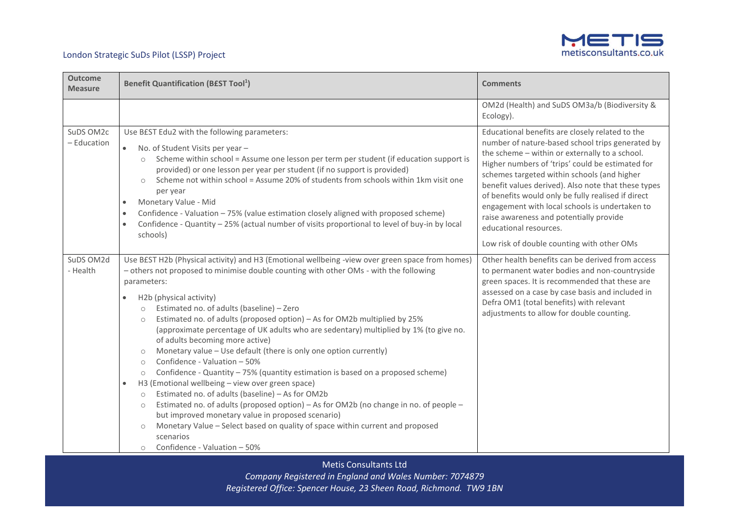| Outcome Measure | Benefit Quantification (B£ST Tool[1]) | Comments |
|---|---|---|
| | | OM2d (Health) and SuDS OM3a/b (Biodiversity & Ecology). |
| SuDS OM2c – Education | Use B£ST Edu2 with the following parameters:<br>• No. of Student Visits per year –<br>  ○ Scheme within school = Assume one lesson per term per student (if education support is provided) or one lesson per year per student (if no support is provided)<br>  ○ Scheme not within school = Assume 20% of students from schools within 1km visit one per year<br>• Monetary Value - Mid<br>• Confidence - Valuation – 75% (value estimation closely aligned with proposed scheme)<br>• Confidence - Quantity – 25% (actual number of visits proportional to level of buy-in by local schools) | Educational benefits are closely related to the number of nature-based school trips generated by the scheme – within or externally to a school. Higher numbers of 'trips' could be estimated for schemes targeted within schools (and higher benefit values derived). Also note that these types of benefits would only be fully realised if direct engagement with local schools is undertaken to raise awareness and potentially provide educational resources.<br><br>Low risk of double counting with other OMs |
| SuDS OM2d - Health | Use B£ST H2b (Physical activity) and H3 (Emotional wellbeing -view over green space from homes) – others not proposed to minimise double counting with other OMs - with the following parameters:<br>• H2b (physical activity)<br>  ○ Estimated no. of adults (baseline) – Zero<br>  ○ Estimated no. of adults (proposed option) – As for OM2b multiplied by 25% (approximate percentage of UK adults who are sedentary) multiplied by 1% (to give no. of adults becoming more active)<br>  ○ Monetary value – Use default (there is only one option currently)<br>  ○ Confidence - Valuation – 50%<br>  ○ Confidence - Quantity – 75% (quantity estimation is based on a proposed scheme)<br>• H3 (Emotional wellbeing – view over green space)<br>  ○ Estimated no. of adults (baseline) – As for OM2b<br>  ○ Estimated no. of adults (proposed option) – As for OM2b (no change in no. of people – but improved monetary value in proposed scenario)<br>  ○ Monetary Value – Select based on quality of space within current and proposed scenarios<br>  ○ Confidence - Valuation – 50% | Other health benefits can be derived from access to permanent water bodies and non-countryside green spaces. It is recommended that these are assessed on a case by case basis and included in Defra OM1 (total benefits) with relevant adjustments to allow for double counting. |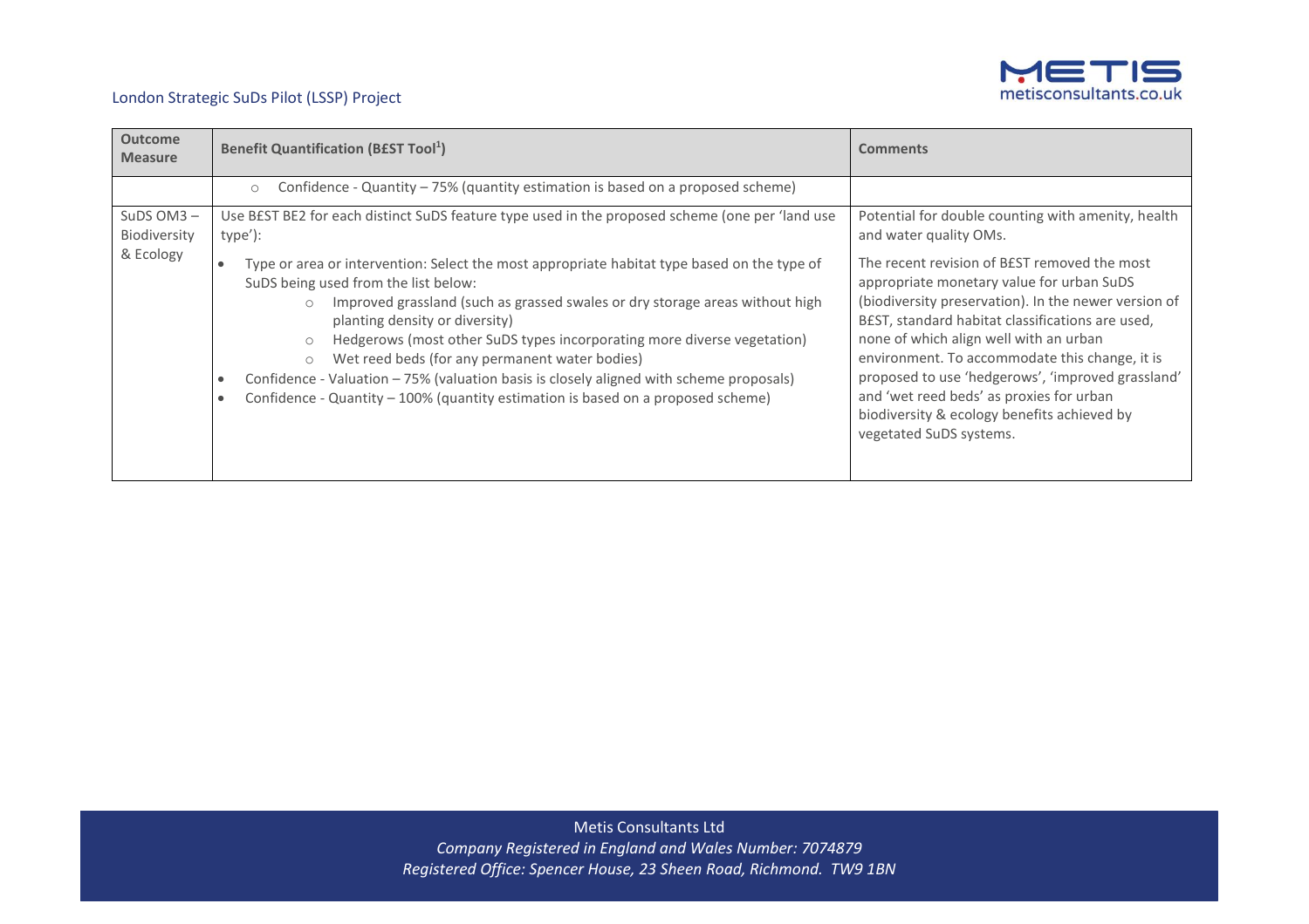| Outcome Measure | Benefit Quantification (B£ST Tool[1]) | Comments |
|---|---|---|
| | ○ Confidence - Quantity – 75% (quantity estimation is based on a proposed scheme) | |
| SuDS OM3 – Biodiversity & Ecology | Use B£ST BE2 for each distinct SuDS feature type used in the proposed scheme (one per 'land use type'):<br>• Type or area or intervention: Select the most appropriate habitat type based on the type of SuDS being used from the list below:<br>○ Improved grassland (such as grassed swales or dry storage areas without high planting density or diversity)<br>○ Hedgerows (most other SuDS types incorporating more diverse vegetation)<br>○ Wet reed beds (for any permanent water bodies)<br>• Confidence - Valuation – 75% (valuation basis is closely aligned with scheme proposals)<br>• Confidence - Quantity – 100% (quantity estimation is based on a proposed scheme) | Potential for double counting with amenity, health and water quality OMs.<br><br>The recent revision of B£ST removed the most appropriate monetary value for urban SuDS (biodiversity preservation). In the newer version of B£ST, standard habitat classifications are used, none of which align well with an urban environment. To accommodate this change, it is proposed to use 'hedgerows', 'improved grassland' and 'wet reed beds' as proxies for urban biodiversity & ecology benefits achieved by vegetated SuDS systems. |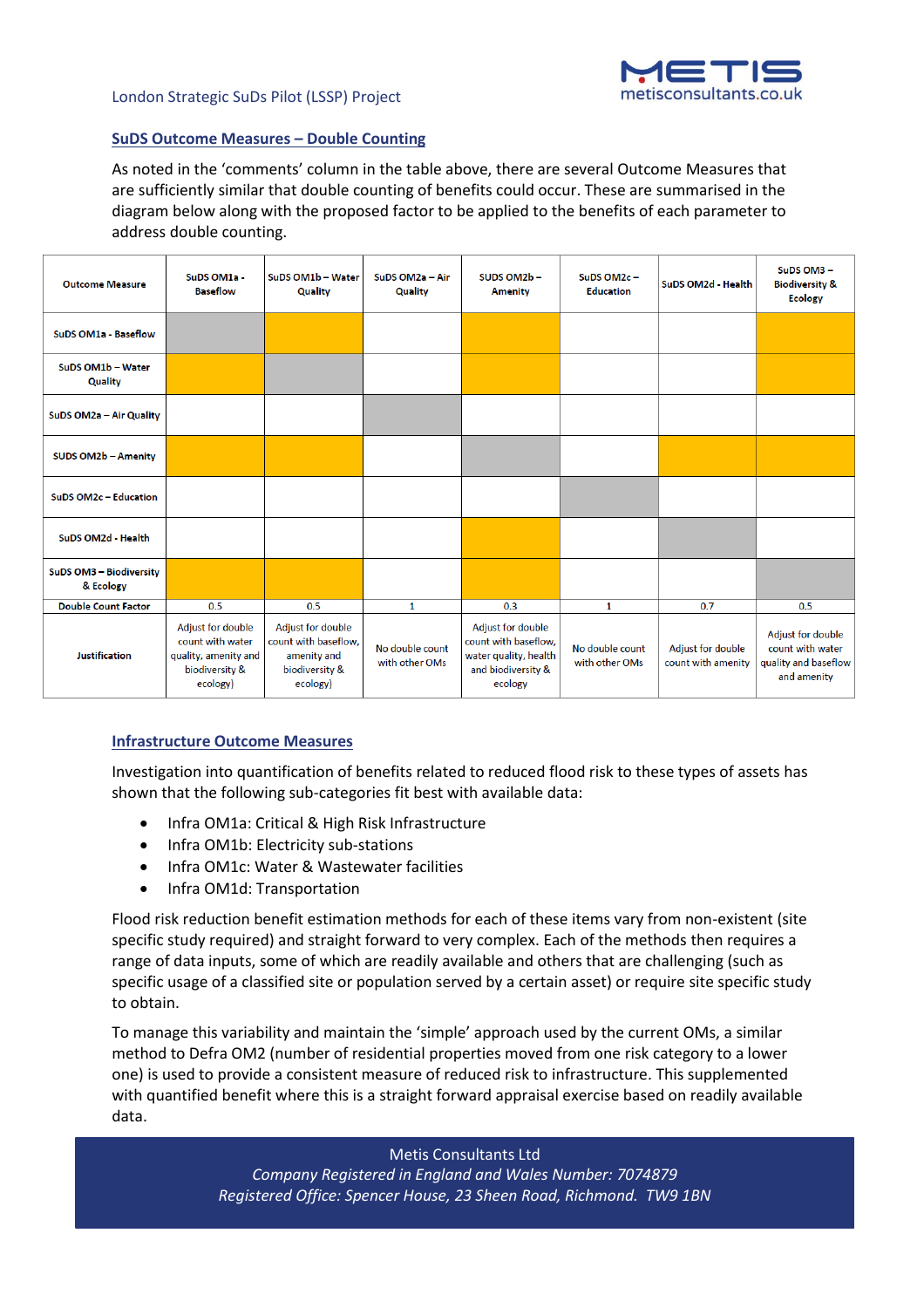## SuDS Outcome Measures – Double Counting

As noted in the 'comments' column in the table above, there are several Outcome Measures that are sufficiently similar that double counting of benefits could occur. These are summarised in the diagram below along with the proposed factor to be applied to the benefits of each parameter to address double counting.

| Outcome Measure | SuDS OM1a - Baseflow | SuDS OM1b – Water Quality | SuDS OM2a – Air Quality | SUDS OM2b – Amenity | SuDS OM2c – Education | SuDS OM2d - Health | SuDS OM3 – Biodiversity & Ecology |
|---|---|---|---|---|---|---|---|
| SuDS OM1a - Baseflow | | | | | | | |
| SuDS OM1b – Water Quality | | | | | | | |
| SuDS OM2a – Air Quality | | | | | | | |
| SUDS OM2b – Amenity | | | | | | | |
| SuDS OM2c – Education | | | | | | | |
| SuDS OM2d - Health | | | | | | | |
| SuDS OM3 – Biodiversity & Ecology | | | | | | | |
| Double Count Factor | 0.5 | 0.5 | 1 | 0.3 | 1 | 0.7 | 0.5 |
| Justification | Adjust for double count with water quality, amenity and biodiversity & ecology) | Adjust for double count with baseflow, amenity and biodiversity & ecology) | No double count with other OMs | Adjust for double count with baseflow, water quality, health and biodiversity & ecology | No double count with other OMs | Adjust for double count with amenity | Adjust for double count with water quality and baseflow and amenity |

## Infrastructure Outcome Measures

Investigation into quantification of benefits related to reduced flood risk to these types of assets has shown that the following sub-categories fit best with available data:

- Infra OM1a: Critical & High Risk Infrastructure
- Infra OM1b: Electricity sub-stations
- Infra OM1c: Water & Wastewater facilities
- Infra OM1d: Transportation

Flood risk reduction benefit estimation methods for each of these items vary from non-existent (site specific study required) and straight forward to very complex. Each of the methods then requires a range of data inputs, some of which are readily available and others that are challenging (such as specific usage of a classified site or population served by a certain asset) or require site specific study to obtain.

To manage this variability and maintain the 'simple' approach used by the current OMs, a similar method to Defra OM2 (number of residential properties moved from one risk category to a lower one) is used to provide a consistent measure of reduced risk to infrastructure. This supplemented with quantified benefit where this is a straight forward appraisal exercise based on readily available data.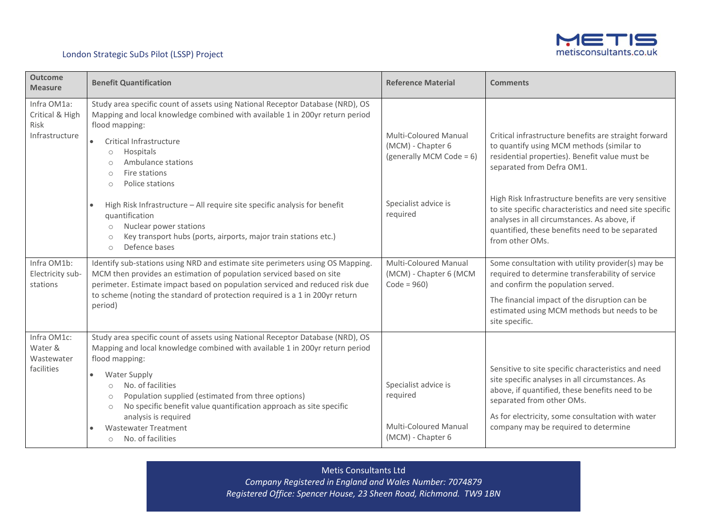| Outcome Measure | Benefit Quantification | Reference Material | Comments |
|---|---|---|---|
| Infra OM1a: Critical & High Risk Infrastructure | Study area specific count of assets using National Receptor Database (NRD), OS Mapping and local knowledge combined with available 1 in 200yr return period flood mapping:<br>• Critical Infrastructure<br>  ○ Hospitals<br>  ○ Ambulance stations<br>  ○ Fire stations<br>  ○ Police stations<br><br>• High Risk Infrastructure – All require site specific analysis for benefit quantification<br>  ○ Nuclear power stations<br>  ○ Key transport hubs (ports, airports, major train stations etc.)<br>  ○ Defence bases | Multi-Coloured Manual (MCM) - Chapter 6 (generally MCM Code = 6)<br><br>Specialist advice is required | Critical infrastructure benefits are straight forward to quantify using MCM methods (similar to residential properties). Benefit value must be separated from Defra OM1.<br><br>High Risk Infrastructure benefits are very sensitive to site specific characteristics and need site specific analyses in all circumstances. As above, if quantified, these benefits need to be separated from other OMs. |
| Infra OM1b: Electricity sub-stations | Identify sub-stations using NRD and estimate site perimeters using OS Mapping. MCM then provides an estimation of population serviced based on site perimeter. Estimate impact based on population serviced and reduced risk due to scheme (noting the standard of protection required is a 1 in 200yr return period) | Multi-Coloured Manual (MCM) - Chapter 6 (MCM Code = 960) | Some consultation with utility provider(s) may be required to determine transferability of service and confirm the population served.<br><br>The financial impact of the disruption can be estimated using MCM methods but needs to be site specific. |
| Infra OM1c: Water & Wastewater facilities | Study area specific count of assets using National Receptor Database (NRD), OS Mapping and local knowledge combined with available 1 in 200yr return period flood mapping:<br>• Water Supply<br>  ○ No. of facilities<br>  ○ Population supplied (estimated from three options)<br>  ○ No specific benefit value quantification approach as site specific analysis is required<br>• Wastewater Treatment<br>  ○ No. of facilities | Specialist advice is required<br><br>Multi-Coloured Manual (MCM) - Chapter 6 | Sensitive to site specific characteristics and need site specific analyses in all circumstances. As above, if quantified, these benefits need to be separated from other OMs.<br><br>As for electricity, some consultation with water company may be required to determine |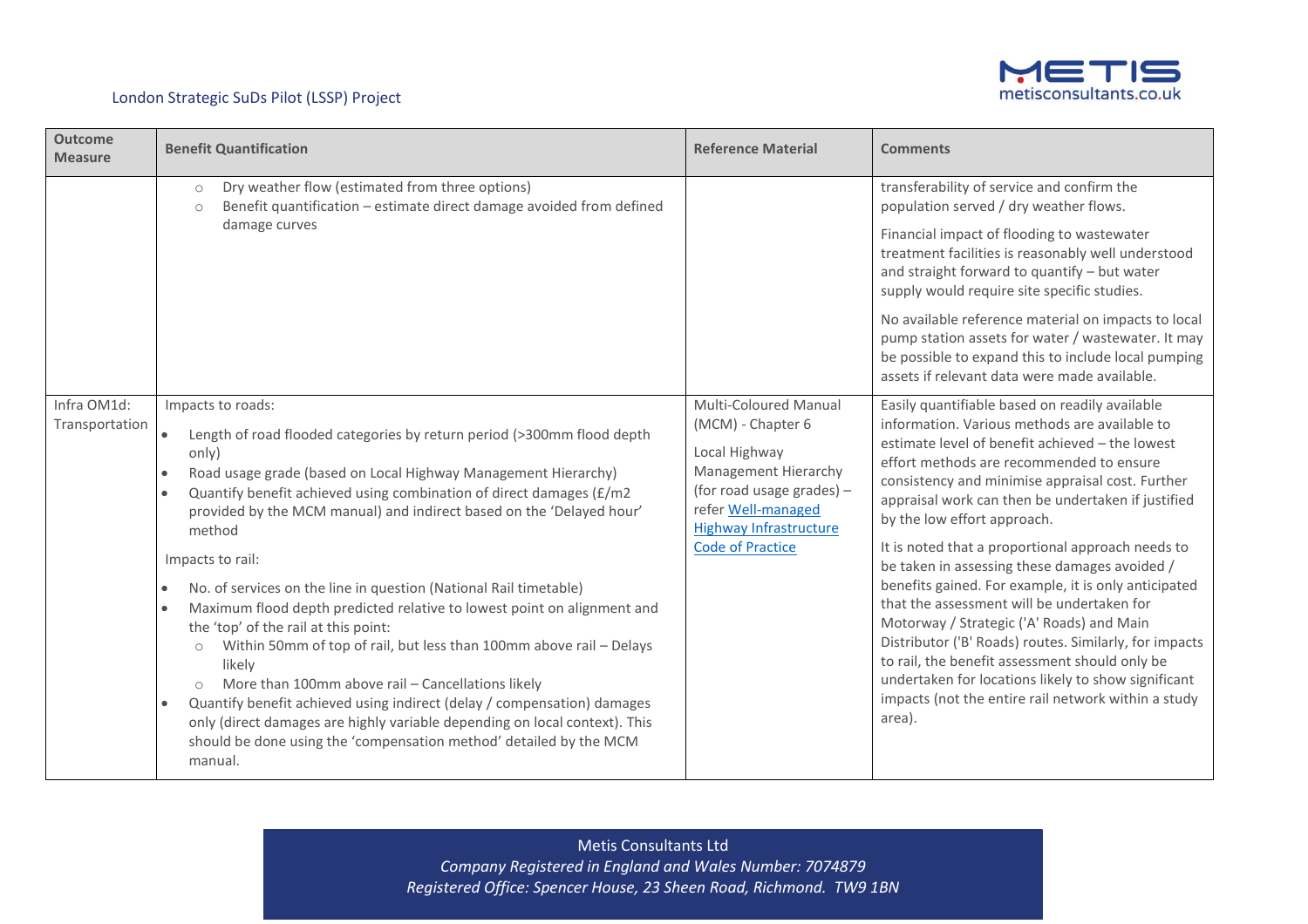| Outcome Measure | Benefit Quantification | Reference Material | Comments |
|---|---|---|---|
| | ◦ Dry weather flow (estimated from three options)<br>◦ Benefit quantification – estimate direct damage avoided from defined damage curves | | transferability of service and confirm the population served / dry weather flows.<br><br>Financial impact of flooding to wastewater treatment facilities is reasonably well understood and straight forward to quantify – but water supply would require site specific studies.<br><br>No available reference material on impacts to local pump station assets for water / wastewater. It may be possible to expand this to include local pumping assets if relevant data were made available. |
| Infra OM1d: Transportation | Impacts to roads:<br>• Length of road flooded categories by return period (>300mm flood depth only)<br>• Road usage grade (based on Local Highway Management Hierarchy)<br>• Quantify benefit achieved using combination of direct damages (£/m2 provided by the MCM manual) and indirect based on the 'Delayed hour' method<br><br>Impacts to rail:<br>• No. of services on the line in question (National Rail timetable)<br>• Maximum flood depth predicted relative to lowest point on alignment and the 'top' of the rail at this point:<br>◦ Within 50mm of top of rail, but less than 100mm above rail – Delays likely<br>◦ More than 100mm above rail – Cancellations likely<br>• Quantify benefit achieved using indirect (delay / compensation) damages only (direct damages are highly variable depending on local context). This should be done using the 'compensation method' detailed by the MCM manual. | Multi-Coloured Manual (MCM) - Chapter 6<br><br>Local Highway Management Hierarchy (for road usage grades) – refer Well-managed Highway Infrastructure Code of Practice | Easily quantifiable based on readily available information. Various methods are available to estimate level of benefit achieved – the lowest effort methods are recommended to ensure consistency and minimise appraisal cost. Further appraisal work can then be undertaken if justified by the low effort approach.<br><br>It is noted that a proportional approach needs to be taken in assessing these damages avoided / benefits gained. For example, it is only anticipated that the assessment will be undertaken for Motorway / Strategic ('A' Roads) and Main Distributor ('B' Roads) routes. Similarly, for impacts to rail, the benefit assessment should only be undertaken for locations likely to show significant impacts (not the entire rail network within a study area). |